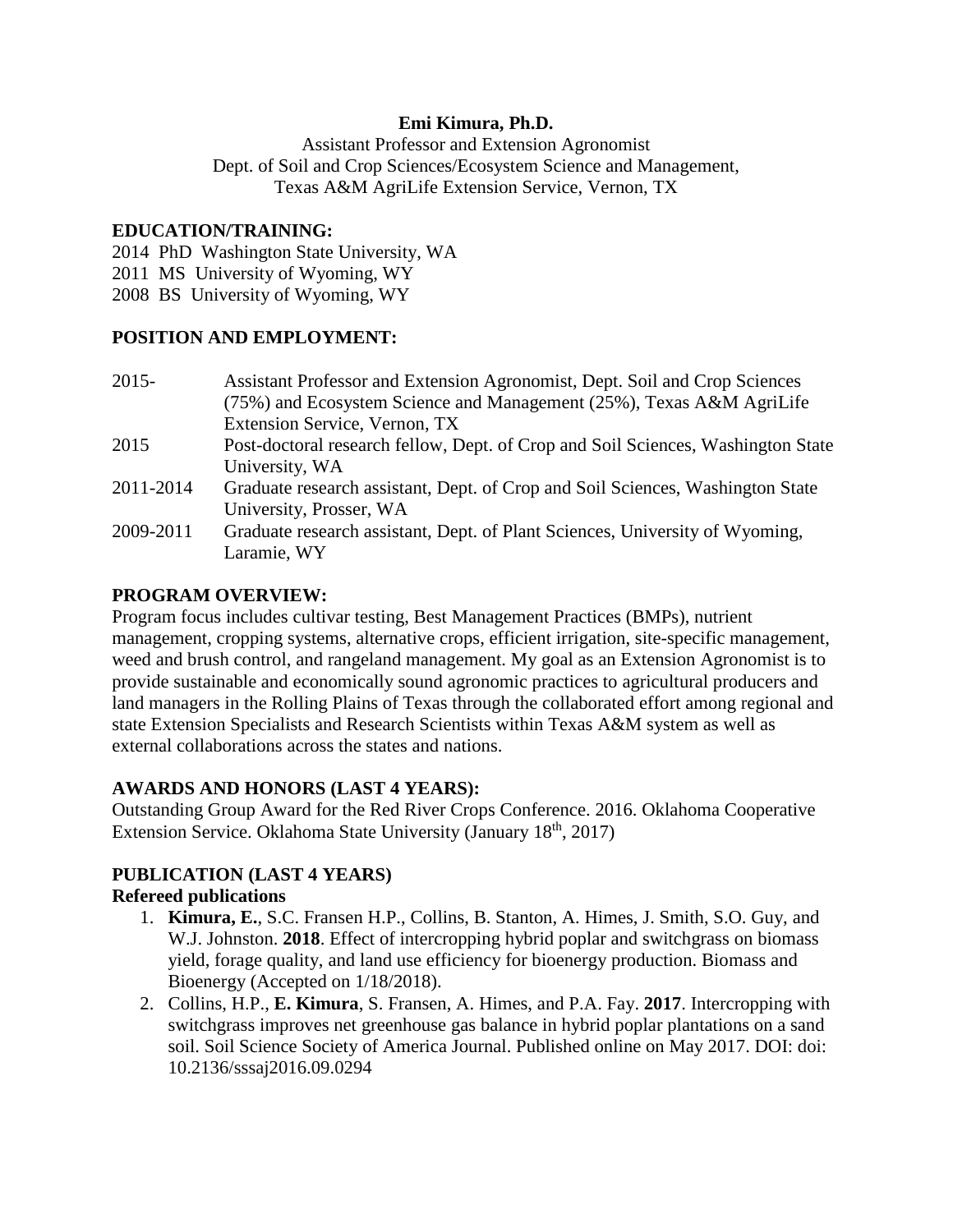**Emi Kimura, Ph.D.**

Assistant Professor and Extension Agronomist
Dept. of Soil and Crop Sciences/Ecosystem Science and Management,
Texas A&M AgriLife Extension Service, Vernon, TX

## EDUCATION/TRAINING:

2014 PhD Washington State University, WA
2011 MS University of Wyoming, WY
2008 BS University of Wyoming, WY

## POSITION AND EMPLOYMENT:

| | |
|---|---|
| 2015- | Assistant Professor and Extension Agronomist, Dept. Soil and Crop Sciences (75%) and Ecosystem Science and Management (25%), Texas A&M AgriLife Extension Service, Vernon, TX |
| 2015 | Post-doctoral research fellow, Dept. of Crop and Soil Sciences, Washington State University, WA |
| 2011-2014 | Graduate research assistant, Dept. of Crop and Soil Sciences, Washington State University, Prosser, WA |
| 2009-2011 | Graduate research assistant, Dept. of Plant Sciences, University of Wyoming, Laramie, WY |

## PROGRAM OVERVIEW:

Program focus includes cultivar testing, Best Management Practices (BMPs), nutrient management, cropping systems, alternative crops, efficient irrigation, site-specific management, weed and brush control, and rangeland management. My goal as an Extension Agronomist is to provide sustainable and economically sound agronomic practices to agricultural producers and land managers in the Rolling Plains of Texas through the collaborated effort among regional and state Extension Specialists and Research Scientists within Texas A&M system as well as external collaborations across the states and nations.

## AWARDS AND HONORS (LAST 4 YEARS):

Outstanding Group Award for the Red River Crops Conference. 2016. Oklahoma Cooperative Extension Service. Oklahoma State University (January 18th, 2017)

## PUBLICATION (LAST 4 YEARS)

### Refereed publications

1. **Kimura, E.**, S.C. Fransen H.P., Collins, B. Stanton, A. Himes, J. Smith, S.O. Guy, and W.J. Johnston. **2018**. Effect of intercropping hybrid poplar and switchgrass on biomass yield, forage quality, and land use efficiency for bioenergy production. Biomass and Bioenergy (Accepted on 1/18/2018).
2. Collins, H.P., **E. Kimura**, S. Fransen, A. Himes, and P.A. Fay. **2017**. Intercropping with switchgrass improves net greenhouse gas balance in hybrid poplar plantations on a sand soil. Soil Science Society of America Journal. Published online on May 2017. DOI: doi: 10.2136/sssaj2016.09.0294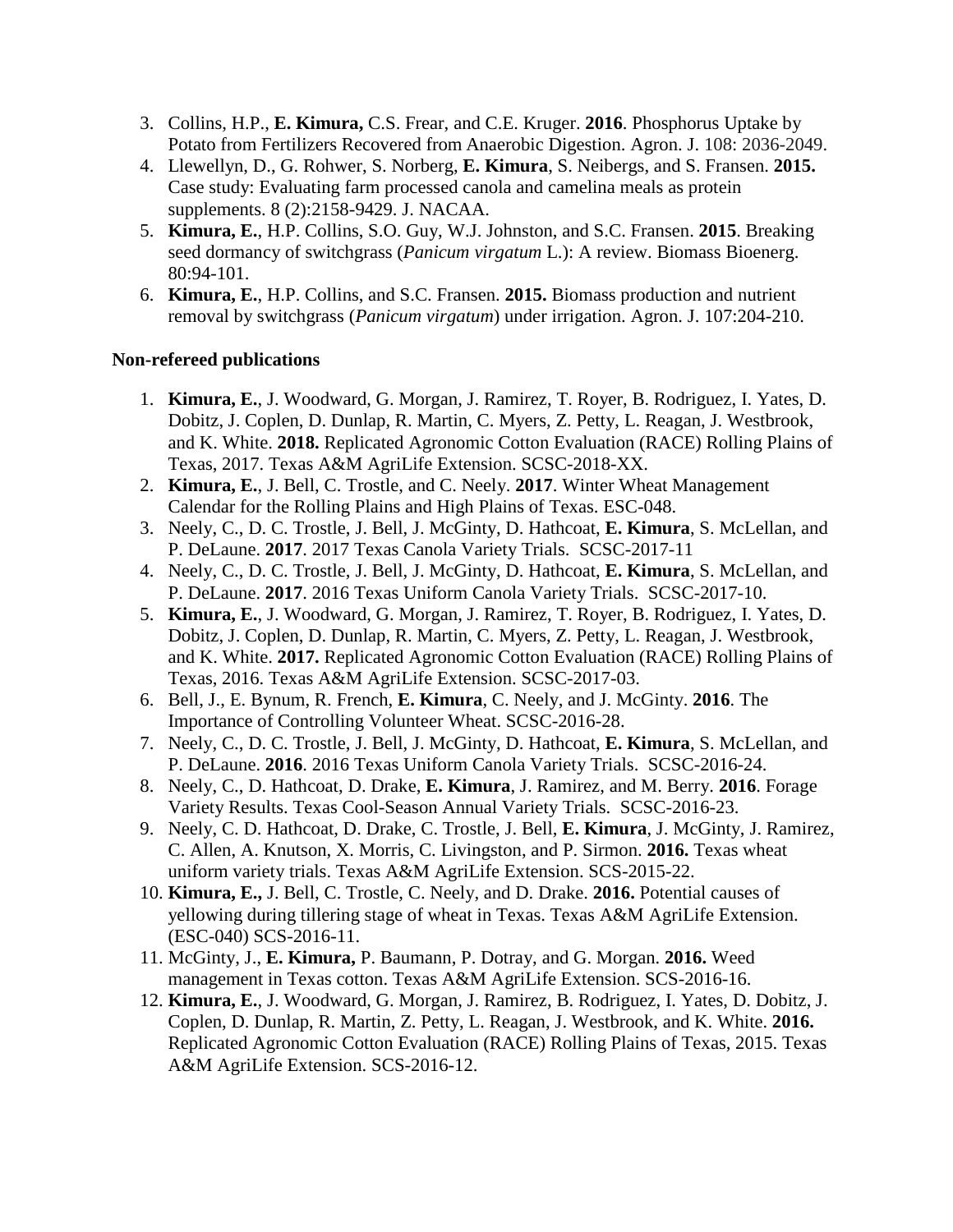3. Collins, H.P., **E. Kimura,** C.S. Frear, and C.E. Kruger. **2016**. Phosphorus Uptake by Potato from Fertilizers Recovered from Anaerobic Digestion. Agron. J. 108: 2036-2049.
4. Llewellyn, D., G. Rohwer, S. Norberg, **E. Kimura**, S. Neibergs, and S. Fransen. **2015.** Case study: Evaluating farm processed canola and camelina meals as protein supplements. 8 (2):2158-9429. J. NACAA.
5. **Kimura, E.**, H.P. Collins, S.O. Guy, W.J. Johnston, and S.C. Fransen. **2015**. Breaking seed dormancy of switchgrass (*Panicum virgatum* L.): A review. Biomass Bioenerg. 80:94-101.
6. **Kimura, E.**, H.P. Collins, and S.C. Fransen. **2015.** Biomass production and nutrient removal by switchgrass (*Panicum virgatum*) under irrigation. Agron. J. 107:204-210.

**Non-refereed publications**

1. **Kimura, E.**, J. Woodward, G. Morgan, J. Ramirez, T. Royer, B. Rodriguez, I. Yates, D. Dobitz, J. Coplen, D. Dunlap, R. Martin, C. Myers, Z. Petty, L. Reagan, J. Westbrook, and K. White. **2018.** Replicated Agronomic Cotton Evaluation (RACE) Rolling Plains of Texas, 2017. Texas A&M AgriLife Extension. SCSC-2018-XX.
2. **Kimura, E.**, J. Bell, C. Trostle, and C. Neely. **2017**. Winter Wheat Management Calendar for the Rolling Plains and High Plains of Texas. ESC-048.
3. Neely, C., D. C. Trostle, J. Bell, J. McGinty, D. Hathcoat, **E. Kimura**, S. McLellan, and P. DeLaune. **2017**. 2017 Texas Canola Variety Trials. SCSC-2017-11
4. Neely, C., D. C. Trostle, J. Bell, J. McGinty, D. Hathcoat, **E. Kimura**, S. McLellan, and P. DeLaune. **2017**. 2016 Texas Uniform Canola Variety Trials. SCSC-2017-10.
5. **Kimura, E.**, J. Woodward, G. Morgan, J. Ramirez, T. Royer, B. Rodriguez, I. Yates, D. Dobitz, J. Coplen, D. Dunlap, R. Martin, C. Myers, Z. Petty, L. Reagan, J. Westbrook, and K. White. **2017.** Replicated Agronomic Cotton Evaluation (RACE) Rolling Plains of Texas, 2016. Texas A&M AgriLife Extension. SCSC-2017-03.
6. Bell, J., E. Bynum, R. French, **E. Kimura**, C. Neely, and J. McGinty. **2016**. The Importance of Controlling Volunteer Wheat. SCSC-2016-28.
7. Neely, C., D. C. Trostle, J. Bell, J. McGinty, D. Hathcoat, **E. Kimura**, S. McLellan, and P. DeLaune. **2016**. 2016 Texas Uniform Canola Variety Trials. SCSC-2016-24.
8. Neely, C., D. Hathcoat, D. Drake, **E. Kimura**, J. Ramirez, and M. Berry. **2016**. Forage Variety Results. Texas Cool-Season Annual Variety Trials. SCSC-2016-23.
9. Neely, C. D. Hathcoat, D. Drake, C. Trostle, J. Bell, **E. Kimura**, J. McGinty, J. Ramirez, C. Allen, A. Knutson, X. Morris, C. Livingston, and P. Sirmon. **2016.** Texas wheat uniform variety trials. Texas A&M AgriLife Extension. SCS-2015-22.
10. **Kimura, E.,** J. Bell, C. Trostle, C. Neely, and D. Drake. **2016.** Potential causes of yellowing during tillering stage of wheat in Texas. Texas A&M AgriLife Extension. (ESC-040) SCS-2016-11.
11. McGinty, J., **E. Kimura,** P. Baumann, P. Dotray, and G. Morgan. **2016.** Weed management in Texas cotton. Texas A&M AgriLife Extension. SCS-2016-16.
12. **Kimura, E.**, J. Woodward, G. Morgan, J. Ramirez, B. Rodriguez, I. Yates, D. Dobitz, J. Coplen, D. Dunlap, R. Martin, Z. Petty, L. Reagan, J. Westbrook, and K. White. **2016.** Replicated Agronomic Cotton Evaluation (RACE) Rolling Plains of Texas, 2015. Texas A&M AgriLife Extension. SCS-2016-12.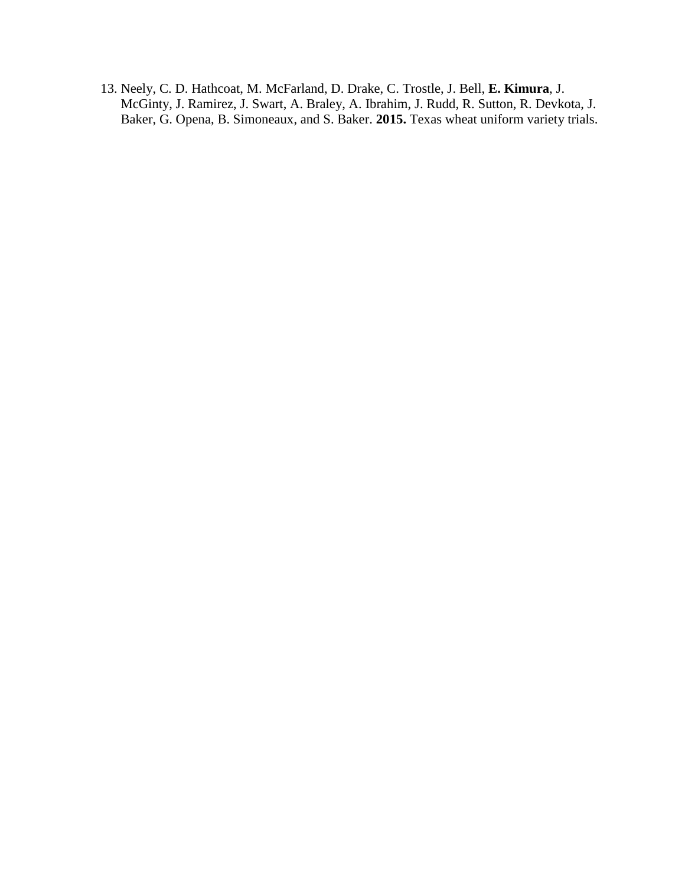13. Neely, C. D. Hathcoat, M. McFarland, D. Drake, C. Trostle, J. Bell, **E. Kimura**, J. McGinty, J. Ramirez, J. Swart, A. Braley, A. Ibrahim, J. Rudd, R. Sutton, R. Devkota, J. Baker, G. Opena, B. Simoneaux, and S. Baker. **2015.** Texas wheat uniform variety trials.